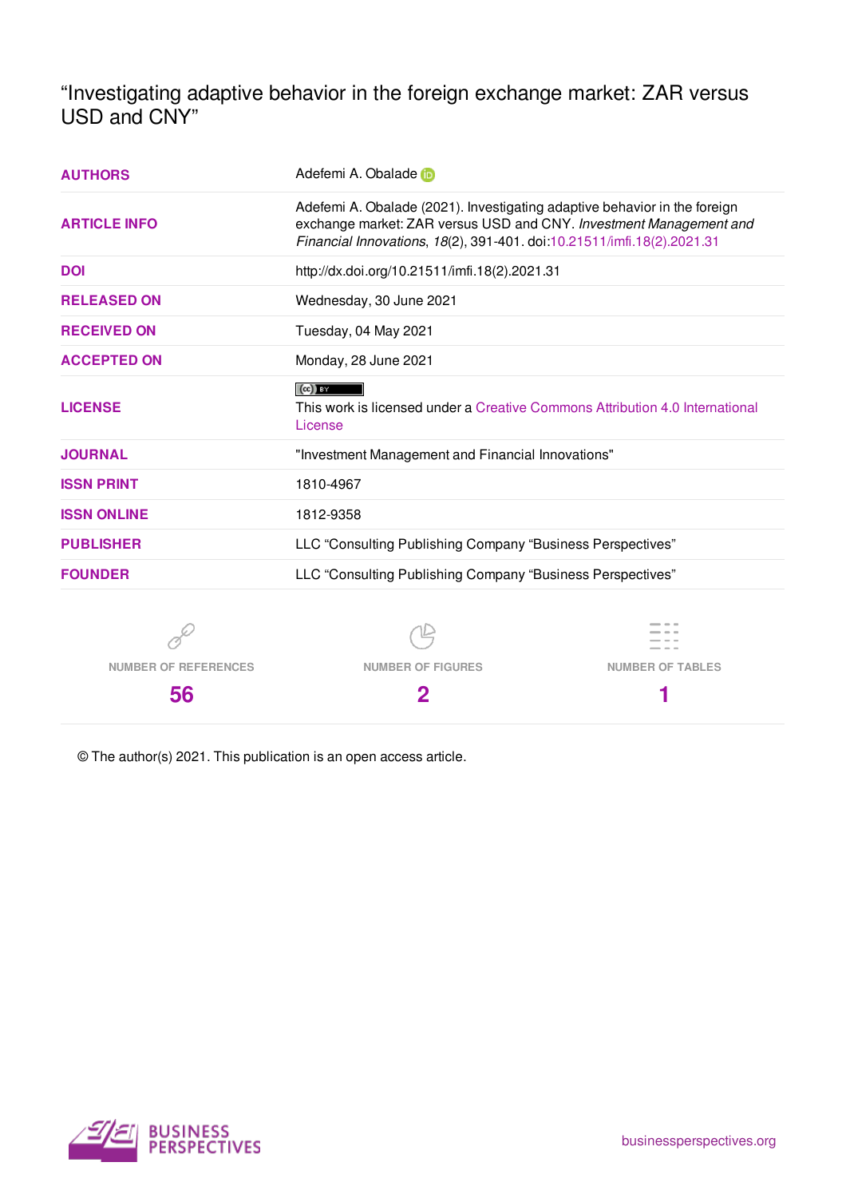# "Investigating adaptive behavior in the foreign exchange market: ZAR versus USD and CNY"

| | |
|---|---|
| **AUTHORS** | Adefemi A. Obalade |
| **ARTICLE INFO** | Adefemi A. Obalade (2021). Investigating adaptive behavior in the foreign exchange market: ZAR versus USD and CNY. *Investment Management and Financial Innovations*, *18*(2), 391-401. doi:10.21511/imfi.18(2).2021.31 |
| **DOI** | http://dx.doi.org/10.21511/imfi.18(2).2021.31 |
| **RELEASED ON** | Wednesday, 30 June 2021 |
| **RECEIVED ON** | Tuesday, 04 May 2021 |
| **ACCEPTED ON** | Monday, 28 June 2021 |
| **LICENSE** | This work is licensed under a Creative Commons Attribution 4.0 International License |
| **JOURNAL** | "Investment Management and Financial Innovations" |
| **ISSN PRINT** | 1810-4967 |
| **ISSN ONLINE** | 1812-9358 |
| **PUBLISHER** | LLC "Consulting Publishing Company "Business Perspectives" |
| **FOUNDER** | LLC "Consulting Publishing Company "Business Perspectives" |

| NUMBER OF REFERENCES | NUMBER OF FIGURES | NUMBER OF TABLES |
|---|---|---|
| 56 | 2 | 1 |

© The author(s) 2021. This publication is an open access article.

BUSINESS PERSPECTIVES

businessperspectives.org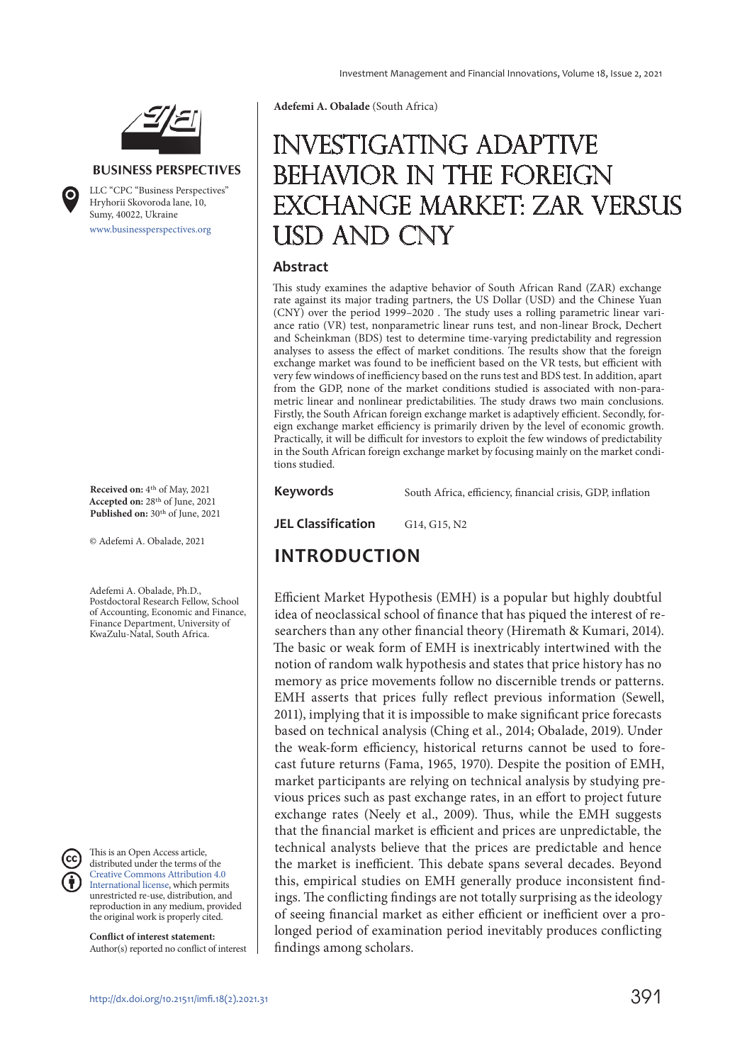Adefemi A. Obalade (South Africa)

# INVESTIGATING ADAPTIVE BEHAVIOR IN THE FOREIGN EXCHANGE MARKET: ZAR VERSUS USD AND CNY

## Abstract

This study examines the adaptive behavior of South African Rand (ZAR) exchange rate against its major trading partners, the US Dollar (USD) and the Chinese Yuan (CNY) over the period 1999–2020 . The study uses a rolling parametric linear variance ratio (VR) test, nonparametric linear runs test, and non-linear Brock, Dechert and Scheinkman (BDS) test to determine time-varying predictability and regression analyses to assess the effect of market conditions. The results show that the foreign exchange market was found to be inefficient based on the VR tests, but efficient with very few windows of inefficiency based on the runs test and BDS test. In addition, apart from the GDP, none of the market conditions studied is associated with non-parametric linear and nonlinear predictabilities. The study draws two main conclusions. Firstly, the South African foreign exchange market is adaptively efficient. Secondly, foreign exchange market efficiency is primarily driven by the level of economic growth. Practically, it will be difficult for investors to exploit the few windows of predictability in the South African foreign exchange market by focusing mainly on the market conditions studied.

**Keywords** South Africa, efficiency, financial crisis, GDP, inflation

**JEL Classification** G14, G15, N2

BUSINESS PERSPECTIVES

LLC "CPC "Business Perspectives" Hryhorii Skovoroda lane, 10, Sumy, 40022, Ukraine

www.businessperspectives.org

**Received on:** 4th of May, 2021
**Accepted on:** 28th of June, 2021
**Published on:** 30th of June, 2021

© Adefemi A. Obalade, 2021

Adefemi A. Obalade, Ph.D., Postdoctoral Research Fellow, School of Accounting, Economic and Finance, Finance Department, University of KwaZulu-Natal, South Africa.

This is an Open Access article, distributed under the terms of the Creative Commons Attribution 4.0 International license, which permits unrestricted re-use, distribution, and reproduction in any medium, provided the original work is properly cited.

**Conflict of interest statement:** Author(s) reported no conflict of interest

## INTRODUCTION

Efficient Market Hypothesis (EMH) is a popular but highly doubtful idea of neoclassical school of finance that has piqued the interest of researchers than any other financial theory (Hiremath & Kumari, 2014). The basic or weak form of EMH is inextricably intertwined with the notion of random walk hypothesis and states that price history has no memory as price movements follow no discernible trends or patterns. EMH asserts that prices fully reflect previous information (Sewell, 2011), implying that it is impossible to make significant price forecasts based on technical analysis (Ching et al., 2014; Obalade, 2019). Under the weak-form efficiency, historical returns cannot be used to forecast future returns (Fama, 1965, 1970). Despite the position of EMH, market participants are relying on technical analysis by studying previous prices such as past exchange rates, in an effort to project future exchange rates (Neely et al., 2009). Thus, while the EMH suggests that the financial market is efficient and prices are unpredictable, the technical analysts believe that the prices are predictable and hence the market is inefficient. This debate spans several decades. Beyond this, empirical studies on EMH generally produce inconsistent findings. The conflicting findings are not totally surprising as the ideology of seeing financial market as either efficient or inefficient over a prolonged period of examination period inevitably produces conflicting findings among scholars.

http://dx.doi.org/10.21511/imfi.18(2).2021.31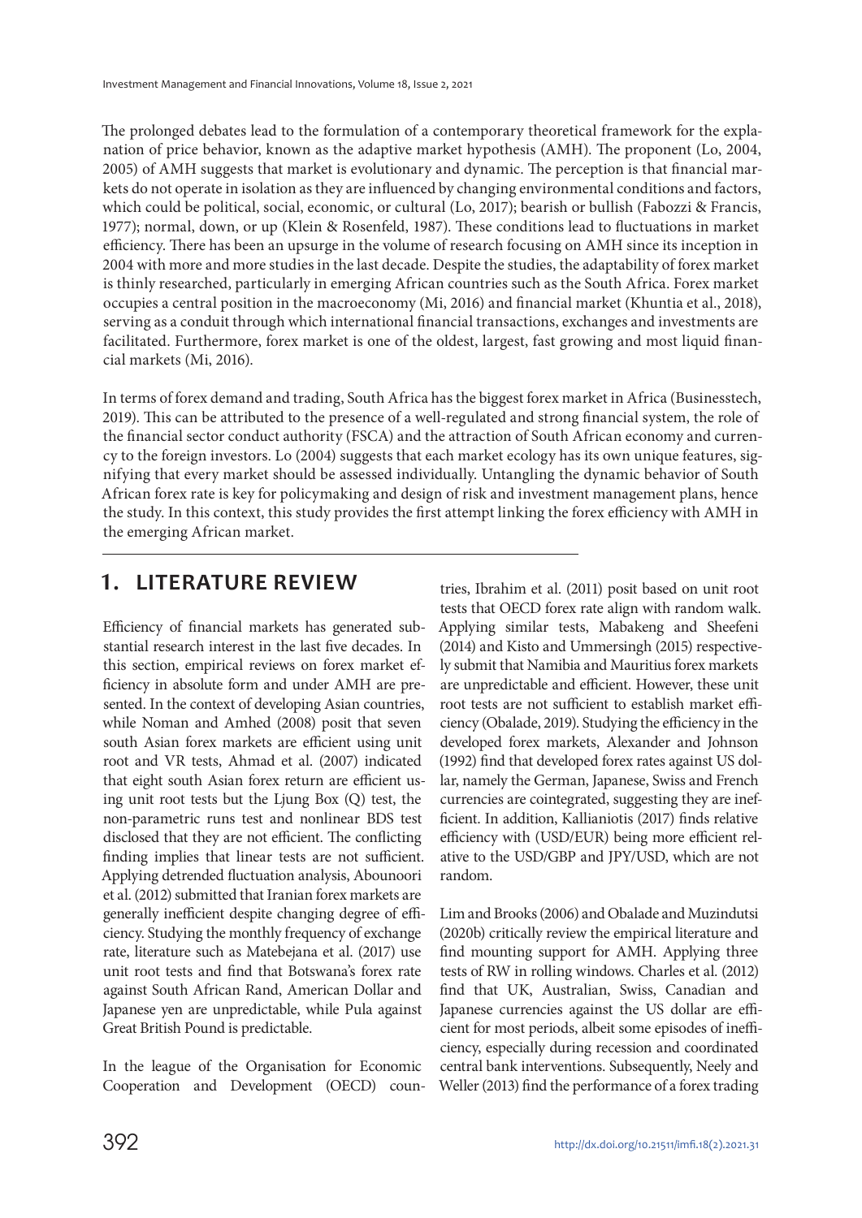The prolonged debates lead to the formulation of a contemporary theoretical framework for the explanation of price behavior, known as the adaptive market hypothesis (AMH). The proponent (Lo, 2004, 2005) of AMH suggests that market is evolutionary and dynamic. The perception is that financial markets do not operate in isolation as they are influenced by changing environmental conditions and factors, which could be political, social, economic, or cultural (Lo, 2017); bearish or bullish (Fabozzi & Francis, 1977); normal, down, or up (Klein & Rosenfeld, 1987). These conditions lead to fluctuations in market efficiency. There has been an upsurge in the volume of research focusing on AMH since its inception in 2004 with more and more studies in the last decade. Despite the studies, the adaptability of forex market is thinly researched, particularly in emerging African countries such as the South Africa. Forex market occupies a central position in the macroeconomy (Mi, 2016) and financial market (Khuntia et al., 2018), serving as a conduit through which international financial transactions, exchanges and investments are facilitated. Furthermore, forex market is one of the oldest, largest, fast growing and most liquid financial markets (Mi, 2016).

In terms of forex demand and trading, South Africa has the biggest forex market in Africa (Businesstech, 2019). This can be attributed to the presence of a well-regulated and strong financial system, the role of the financial sector conduct authority (FSCA) and the attraction of South African economy and currency to the foreign investors. Lo (2004) suggests that each market ecology has its own unique features, signifying that every market should be assessed individually. Untangling the dynamic behavior of South African forex rate is key for policymaking and design of risk and investment management plans, hence the study. In this context, this study provides the first attempt linking the forex efficiency with AMH in the emerging African market.

## 1. LITERATURE REVIEW

Efficiency of financial markets has generated substantial research interest in the last five decades. In this section, empirical reviews on forex market efficiency in absolute form and under AMH are presented. In the context of developing Asian countries, while Noman and Amhed (2008) posit that seven south Asian forex markets are efficient using unit root and VR tests, Ahmad et al. (2007) indicated that eight south Asian forex return are efficient using unit root tests but the Ljung Box (Q) test, the non-parametric runs test and nonlinear BDS test disclosed that they are not efficient. The conflicting finding implies that linear tests are not sufficient. Applying detrended fluctuation analysis, Abounoori et al. (2012) submitted that Iranian forex markets are generally inefficient despite changing degree of efficiency. Studying the monthly frequency of exchange rate, literature such as Matebejana et al. (2017) use unit root tests and find that Botswana's forex rate against South African Rand, American Dollar and Japanese yen are unpredictable, while Pula against Great British Pound is predictable.

In the league of the Organisation for Economic Cooperation and Development (OECD) countries, Ibrahim et al. (2011) posit based on unit root tests that OECD forex rate align with random walk. Applying similar tests, Mabakeng and Sheefeni (2014) and Kisto and Ummersingh (2015) respectively submit that Namibia and Mauritius forex markets are unpredictable and efficient. However, these unit root tests are not sufficient to establish market efficiency (Obalade, 2019). Studying the efficiency in the developed forex markets, Alexander and Johnson (1992) find that developed forex rates against US dollar, namely the German, Japanese, Swiss and French currencies are cointegrated, suggesting they are inefficient. In addition, Kallianiotis (2017) finds relative efficiency with (USD/EUR) being more efficient relative to the USD/GBP and JPY/USD, which are not random.

Lim and Brooks (2006) and Obalade and Muzindutsi (2020b) critically review the empirical literature and find mounting support for AMH. Applying three tests of RW in rolling windows. Charles et al. (2012) find that UK, Australian, Swiss, Canadian and Japanese currencies against the US dollar are efficient for most periods, albeit some episodes of inefficiency, especially during recession and coordinated central bank interventions. Subsequently, Neely and Weller (2013) find the performance of a forex trading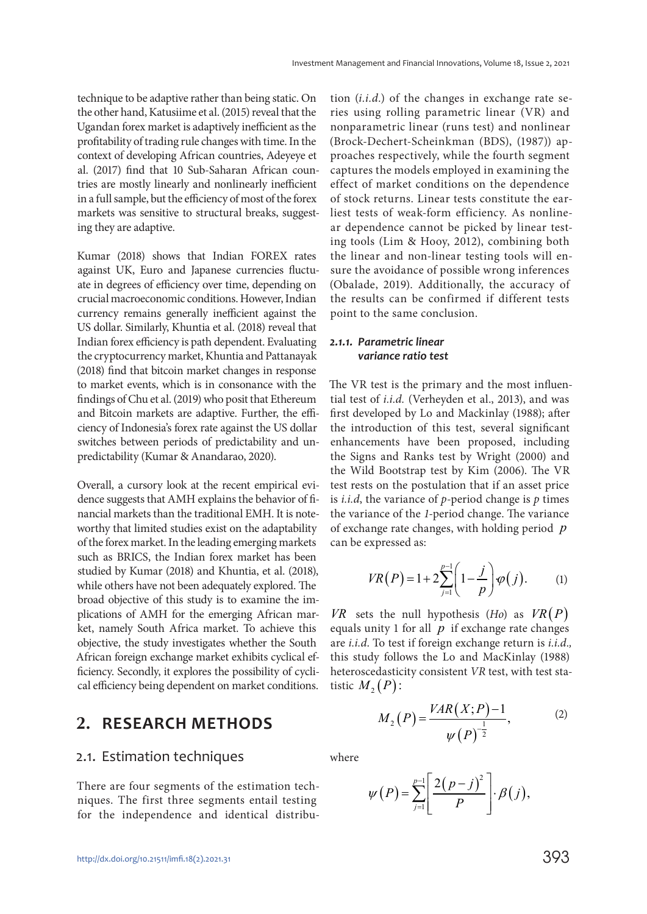technique to be adaptive rather than being static. On the other hand, Katusiime et al. (2015) reveal that the Ugandan forex market is adaptively inefficient as the profitability of trading rule changes with time. In the context of developing African countries, Adeyeye et al. (2017) find that 10 Sub-Saharan African countries are mostly linearly and nonlinearly inefficient in a full sample, but the efficiency of most of the forex markets was sensitive to structural breaks, suggesting they are adaptive.

Kumar (2018) shows that Indian FOREX rates against UK, Euro and Japanese currencies fluctuate in degrees of efficiency over time, depending on crucial macroeconomic conditions. However, Indian currency remains generally inefficient against the US dollar. Similarly, Khuntia et al. (2018) reveal that Indian forex efficiency is path dependent. Evaluating the cryptocurrency market, Khuntia and Pattanayak (2018) find that bitcoin market changes in response to market events, which is in consonance with the findings of Chu et al. (2019) who posit that Ethereum and Bitcoin markets are adaptive. Further, the efficiency of Indonesia's forex rate against the US dollar switches between periods of predictability and unpredictability (Kumar & Anandarao, 2020).

Overall, a cursory look at the recent empirical evidence suggests that AMH explains the behavior of financial markets than the traditional EMH. It is noteworthy that limited studies exist on the adaptability of the forex market. In the leading emerging markets such as BRICS, the Indian forex market has been studied by Kumar (2018) and Khuntia, et al. (2018), while others have not been adequately explored. The broad objective of this study is to examine the implications of AMH for the emerging African market, namely South Africa market. To achieve this objective, the study investigates whether the South African foreign exchange market exhibits cyclical efficiency. Secondly, it explores the possibility of cyclical efficiency being dependent on market conditions.

## 2. RESEARCH METHODS

### 2.1. Estimation techniques

There are four segments of the estimation techniques. The first three segments entail testing for the independence and identical distribution (*i.i.d.*) of the changes in exchange rate series using rolling parametric linear (VR) and nonparametric linear (runs test) and nonlinear (Brock-Dechert-Scheinkman (BDS), (1987)) approaches respectively, while the fourth segment captures the models employed in examining the effect of market conditions on the dependence of stock returns. Linear tests constitute the earliest tests of weak-form efficiency. As nonlinear dependence cannot be picked by linear testing tools (Lim & Hooy, 2012), combining both the linear and non-linear testing tools will ensure the avoidance of possible wrong inferences (Obalade, 2019). Additionally, the accuracy of the results can be confirmed if different tests point to the same conclusion.

#### 2.1.1. Parametric linear variance ratio test

The VR test is the primary and the most influential test of *i.i.d.* (Verheyden et al., 2013), and was first developed by Lo and Mackinlay (1988); after the introduction of this test, several significant enhancements have been proposed, including the Signs and Ranks test by Wright (2000) and the Wild Bootstrap test by Kim (2006). The VR test rests on the postulation that if an asset price is *i.i.d*, the variance of *p*-period change is *p* times the variance of the *1*-period change. The variance of exchange rate changes, with holding period $p$ can be expressed as:

$$VR(P) = 1 + 2\sum_{j=1}^{p-1}\left(1 - \frac{j}{p}\right)\varphi(j). \qquad (1)$$

$VR$ sets the null hypothesis (*Ho*) as $VR(P)$ equals unity 1 for all $p$ if exchange rate changes are *i.i.d*. To test if foreign exchange return is *i.i.d.,* this study follows the Lo and MacKinlay (1988) heteroscedasticity consistent *VR* test, with test statistic $M_2(P)$:

$$M_2(P) = \frac{VAR(X;P) - 1}{\psi(P)^{-\frac{1}{2}}}, \qquad (2)$$

where

$$\psi(P) = \sum_{j=1}^{p-1}\left[\frac{2(p-j)^2}{P}\right] \cdot \beta(j),$$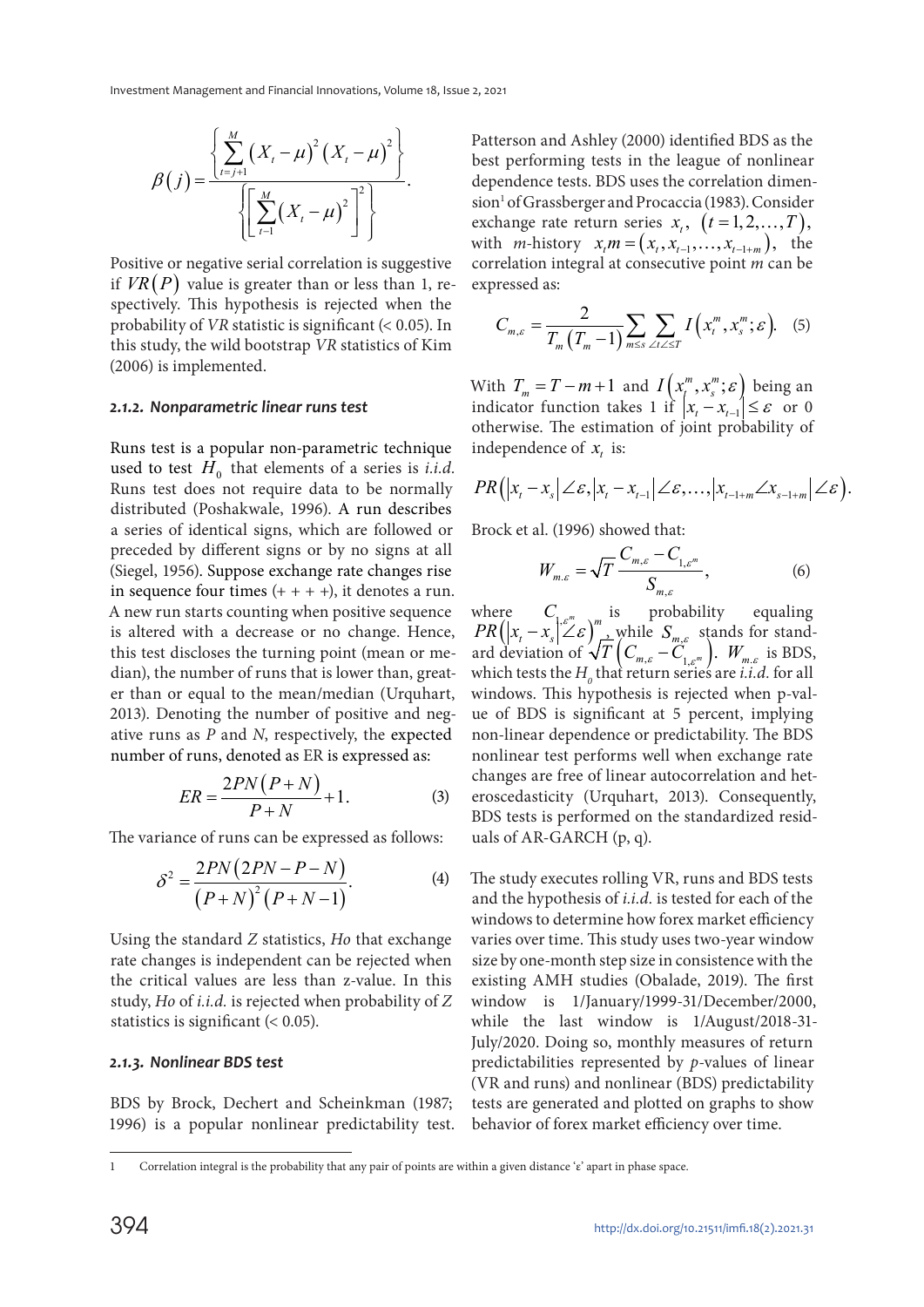$$\beta(j) = \frac{\left\{ \sum_{t=j+1}^{M} \left(X_t - \mu\right)^2 \left(X_t - \mu\right)^2 \right\}}{\left\{ \left[ \sum_{t-1}^{M} \left(X_t - \mu\right)^2 \right]^2 \right\}}.$$

Positive or negative serial correlation is suggestive if $VR(P)$ value is greater than or less than 1, respectively. This hypothesis is rejected when the probability of *VR* statistic is significant (< 0.05). In this study, the wild bootstrap *VR* statistics of Kim (2006) is implemented.

#### *2.1.2. Nonparametric linear runs test*

Runs test is a popular non-parametric technique used to test $H_0$ that elements of a series is *i.i.d.* Runs test does not require data to be normally distributed (Poshakwale, 1996). A run describes a series of identical signs, which are followed or preceded by different signs or by no signs at all (Siegel, 1956). Suppose exchange rate changes rise in sequence four times (+ + + +), it denotes a run. A new run starts counting when positive sequence is altered with a decrease or no change. Hence, this test discloses the turning point (mean or median), the number of runs that is lower than, greater than or equal to the mean/median (Urquhart, 2013). Denoting the number of positive and negative runs as *P* and *N*, respectively, the expected number of runs, denoted as ER is expressed as:

$$ER = \frac{2PN(P+N)}{P+N} + 1. \quad (3)$$

The variance of runs can be expressed as follows:

$$\delta^2 = \frac{2PN(2PN - P - N)}{(P+N)^2(P+N-1)}. \quad (4)$$

Using the standard *Z* statistics, *Ho* that exchange rate changes is independent can be rejected when the critical values are less than z-value. In this study, *Ho* of *i.i.d.* is rejected when probability of *Z* statistics is significant (< 0.05).

#### *2.1.3. Nonlinear BDS test*

BDS by Brock, Dechert and Scheinkman (1987; 1996) is a popular nonlinear predictability test. Patterson and Ashley (2000) identified BDS as the best performing tests in the league of nonlinear dependence tests. BDS uses the correlation dimension[1] of Grassberger and Procaccia (1983). Consider exchange rate return series $x_t$, $(t = 1, 2, \ldots, T)$, with *m*-history $x_t m = (x_t, x_{t-1}, \ldots, x_{t-1+m})$, the correlation integral at consecutive point *m* can be expressed as:

$$C_{m,\varepsilon} = \frac{2}{T_m(T_m - 1)} \sum_{m \le s} \sum_{\angle t \angle \le T} I\left(x_t^m, x_s^m; \varepsilon\right). \quad (5)$$

With $T_m = T - m + 1$ and $I\left(x_t^m, x_s^m; \varepsilon\right)$ being an indicator function takes 1 if $\left|x_t - x_{t-1}\right| \le \varepsilon$ or 0 otherwise. The estimation of joint probability of independence of $x_t$ is:

$$PR\left(\left|x_t - x_s\right| \angle \varepsilon, \left|x_t - x_{t-1}\right| \angle \varepsilon, \ldots, \left|x_{t-1+m} \angle x_{s-1+m}\right| \angle \varepsilon\right).$$

Brock et al. (1996) showed that:

$$W_{m.\varepsilon} = \sqrt{T} \frac{C_{m,\varepsilon} - C_{1,\varepsilon^m}}{S_{m,\varepsilon}}, \quad (6)$$

where $C_{1,\varepsilon^m}$ is probability equaling $PR\left(\left|x_t - x_s\right| \angle \varepsilon\right)^m$, while $S_{m,\varepsilon}$ stands for standard deviation of $\sqrt{T}\left(C_{m,\varepsilon} - C_{1,\varepsilon^m}\right)$. $W_{m.\varepsilon}$ is BDS, which tests the $H_0$ that return series are *i.i.d.* for all windows. This hypothesis is rejected when p-value of BDS is significant at 5 percent, implying non-linear dependence or predictability. The BDS nonlinear test performs well when exchange rate changes are free of linear autocorrelation and heteroscedasticity (Urquhart, 2013). Consequently, BDS tests is performed on the standardized residuals of AR-GARCH (p, q).

The study executes rolling VR, runs and BDS tests and the hypothesis of *i.i.d.* is tested for each of the windows to determine how forex market efficiency varies over time. This study uses two-year window size by one-month step size in consistence with the existing AMH studies (Obalade, 2019). The first window is 1/January/1999-31/December/2000, while the last window is 1/August/2018-31-July/2020. Doing so, monthly measures of return predictabilities represented by *p*-values of linear (VR and runs) and nonlinear (BDS) predictability tests are generated and plotted on graphs to show behavior of forex market efficiency over time.

---

[1] Correlation integral is the probability that any pair of points are within a given distance 'ε' apart in phase space.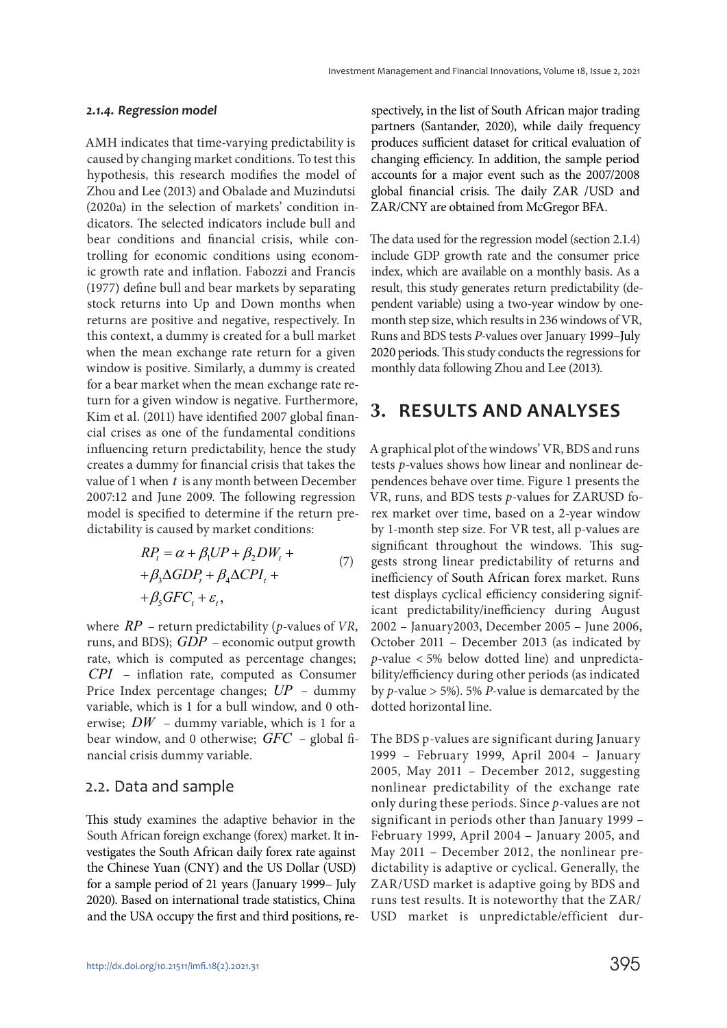#### 2.1.4. Regression model

AMH indicates that time-varying predictability is caused by changing market conditions. To test this hypothesis, this research modifies the model of Zhou and Lee (2013) and Obalade and Muzindutsi (2020a) in the selection of markets' condition indicators. The selected indicators include bull and bear conditions and financial crisis, while controlling for economic conditions using economic growth rate and inflation. Fabozzi and Francis (1977) define bull and bear markets by separating stock returns into Up and Down months when returns are positive and negative, respectively. In this context, a dummy is created for a bull market when the mean exchange rate return for a given window is positive. Similarly, a dummy is created for a bear market when the mean exchange rate return for a given window is negative. Furthermore, Kim et al. (2011) have identified 2007 global financial crises as one of the fundamental conditions influencing return predictability, hence the study creates a dummy for financial crisis that takes the value of 1 when $t$ is any month between December 2007:12 and June 2009. The following regression model is specified to determine if the return predictability is caused by market conditions:

$$RP_t = \alpha + \beta_1 UP + \beta_2 DW_t + \\ + \beta_3 \Delta GDP_t + \beta_4 \Delta CPI_t + \\ + \beta_5 GFC_t + \varepsilon_t, \tag{7}$$

where $RP$ – return predictability ($p$-values of $VR$, runs, and BDS); $GDP$ – economic output growth rate, which is computed as percentage changes; $CPI$ – inflation rate, computed as Consumer Price Index percentage changes; $UP$ – dummy variable, which is 1 for a bull window, and 0 otherwise; $DW$ – dummy variable, which is 1 for a bear window, and 0 otherwise; $GFC$ – global financial crisis dummy variable.

### 2.2. Data and sample

This study examines the adaptive behavior in the South African foreign exchange (forex) market. It investigates the South African daily forex rate against the Chinese Yuan (CNY) and the US Dollar (USD) for a sample period of 21 years (January 1999– July 2020). Based on international trade statistics, China and the USA occupy the first and third positions, respectively, in the list of South African major trading partners (Santander, 2020), while daily frequency produces sufficient dataset for critical evaluation of changing efficiency. In addition, the sample period accounts for a major event such as the 2007/2008 global financial crisis. The daily ZAR /USD and ZAR/CNY are obtained from McGregor BFA.

The data used for the regression model (section 2.1.4) include GDP growth rate and the consumer price index, which are available on a monthly basis. As a result, this study generates return predictability (dependent variable) using a two-year window by one-month step size, which results in 236 windows of VR, Runs and BDS tests $P$-values over January 1999–July 2020 periods. This study conducts the regressions for monthly data following Zhou and Lee (2013).

## 3. RESULTS AND ANALYSES

A graphical plot of the windows' VR, BDS and runs tests $p$-values shows how linear and nonlinear dependences behave over time. Figure 1 presents the VR, runs, and BDS tests $p$-values for ZARUSD forex market over time, based on a 2-year window by 1-month step size. For VR test, all p-values are significant throughout the windows. This suggests strong linear predictability of returns and inefficiency of South African forex market. Runs test displays cyclical efficiency considering significant predictability/inefficiency during August 2002 – January2003, December 2005 – June 2006, October 2011 – December 2013 (as indicated by $p$-value < 5% below dotted line) and unpredictability/efficiency during other periods (as indicated by $p$-value > 5%). 5% $P$-value is demarcated by the dotted horizontal line.

The BDS p-values are significant during January 1999 – February 1999, April 2004 – January 2005, May 2011 – December 2012, suggesting nonlinear predictability of the exchange rate only during these periods. Since $p$-values are not significant in periods other than January 1999 – February 1999, April 2004 – January 2005, and May 2011 – December 2012, the nonlinear predictability is adaptive or cyclical. Generally, the ZAR/USD market is adaptive going by BDS and runs test results. It is noteworthy that the ZAR/USD market is unpredictable/efficient dur-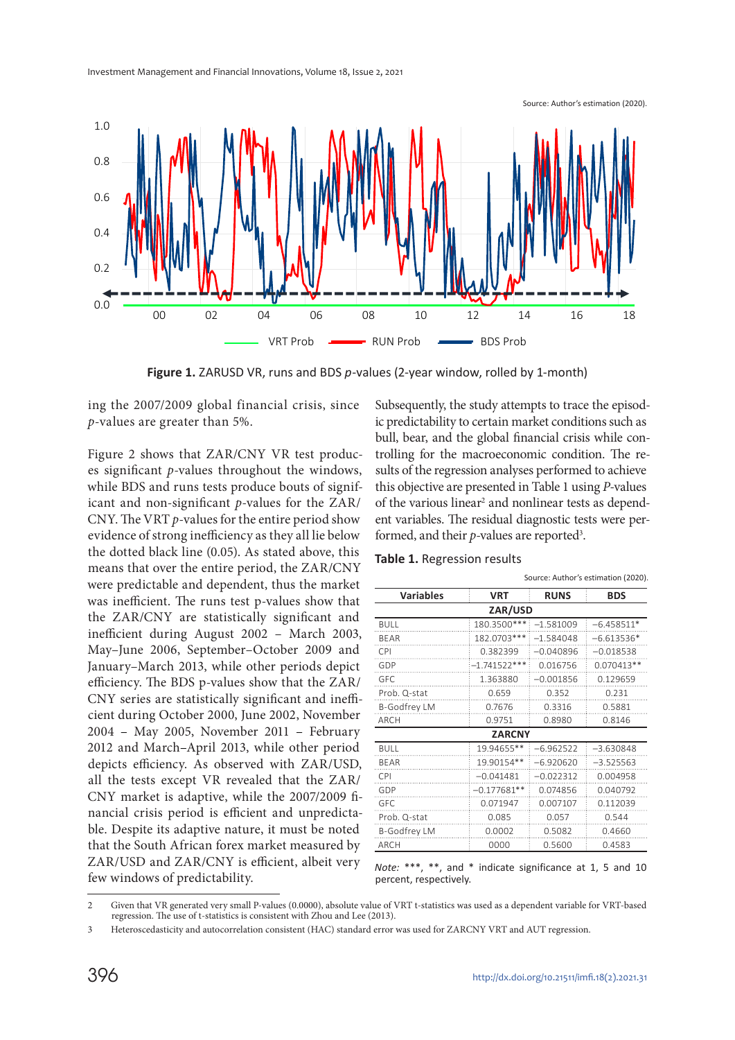Source: Author's estimation (2020).

**Figure 1.** ZARUSD VR, runs and BDS *p*-values (2-year window, rolled by 1-month)

ing the 2007/2009 global financial crisis, since *p*-values are greater than 5%.

Figure 2 shows that ZAR/CNY VR test produces significant *p*-values throughout the windows, while BDS and runs tests produce bouts of significant and non-significant *p*-values for the ZAR/CNY. The VRT *p*-values for the entire period show evidence of strong inefficiency as they all lie below the dotted black line (0.05). As stated above, this means that over the entire period, the ZAR/CNY were predictable and dependent, thus the market was inefficient. The runs test p-values show that the ZAR/CNY are statistically significant and inefficient during August 2002 – March 2003, May–June 2006, September–October 2009 and January–March 2013, while other periods depict efficiency. The BDS p-values show that the ZAR/CNY series are statistically significant and inefficient during October 2000, June 2002, November 2004 – May 2005, November 2011 – February 2012 and March–April 2013, while other period depicts efficiency. As observed with ZAR/USD, all the tests except VR revealed that the ZAR/CNY market is adaptive, while the 2007/2009 financial crisis period is efficient and unpredictable. Despite its adaptive nature, it must be noted that the South African forex market measured by ZAR/USD and ZAR/CNY is efficient, albeit very few windows of predictability.

Subsequently, the study attempts to trace the episodic predictability to certain market conditions such as bull, bear, and the global financial crisis while controlling for the macroeconomic condition. The results of the regression analyses performed to achieve this objective are presented in Table 1 using *P*-values of the various linear[2] and nonlinear tests as dependent variables. The residual diagnostic tests were performed, and their *p*-values are reported[3].

**Table 1.** Regression results

Source: Author's estimation (2020).

| Variables | VRT | RUNS | BDS |
|---|---|---|---|
| **ZAR/USD** | | | |
| BULL | 180.3500*** | −1.581009 | −6.458511* |
| BEAR | 182.0703*** | −1.584048 | −6.613536* |
| CPI | 0.382399 | −0.040896 | −0.018538 |
| GDP | −1.741522*** | 0.016756 | 0.070413** |
| GFC | 1.363880 | −0.001856 | 0.129659 |
| Prob. Q-stat | 0.659 | 0.352 | 0.231 |
| B-Godfrey LM | 0.7676 | 0.3316 | 0.5881 |
| ARCH | 0.9751 | 0.8980 | 0.8146 |
| **ZARCNY** | | | |
| BULL | 19.94655** | −6.962522 | −3.630848 |
| BEAR | 19.90154** | −6.920620 | −3.525563 |
| CPI | −0.041481 | −0.022312 | 0.004958 |
| GDP | −0.177681** | 0.074856 | 0.040792 |
| GFC | 0.071947 | 0.007107 | 0.112039 |
| Prob. Q-stat | 0.085 | 0.057 | 0.544 |
| B-Godfrey LM | 0.0002 | 0.5082 | 0.4660 |
| ARCH | 0000 | 0.5600 | 0.4583 |

*Note:* ***, **, and * indicate significance at 1, 5 and 10 percent, respectively.

2 Given that VR generated very small P-values (0.0000), absolute value of VRT t-statistics was used as a dependent variable for VRT-based regression. The use of t-statistics is consistent with Zhou and Lee (2013).

3 Heteroscedasticity and autocorrelation consistent (HAC) standard error was used for ZARCNY VRT and AUT regression.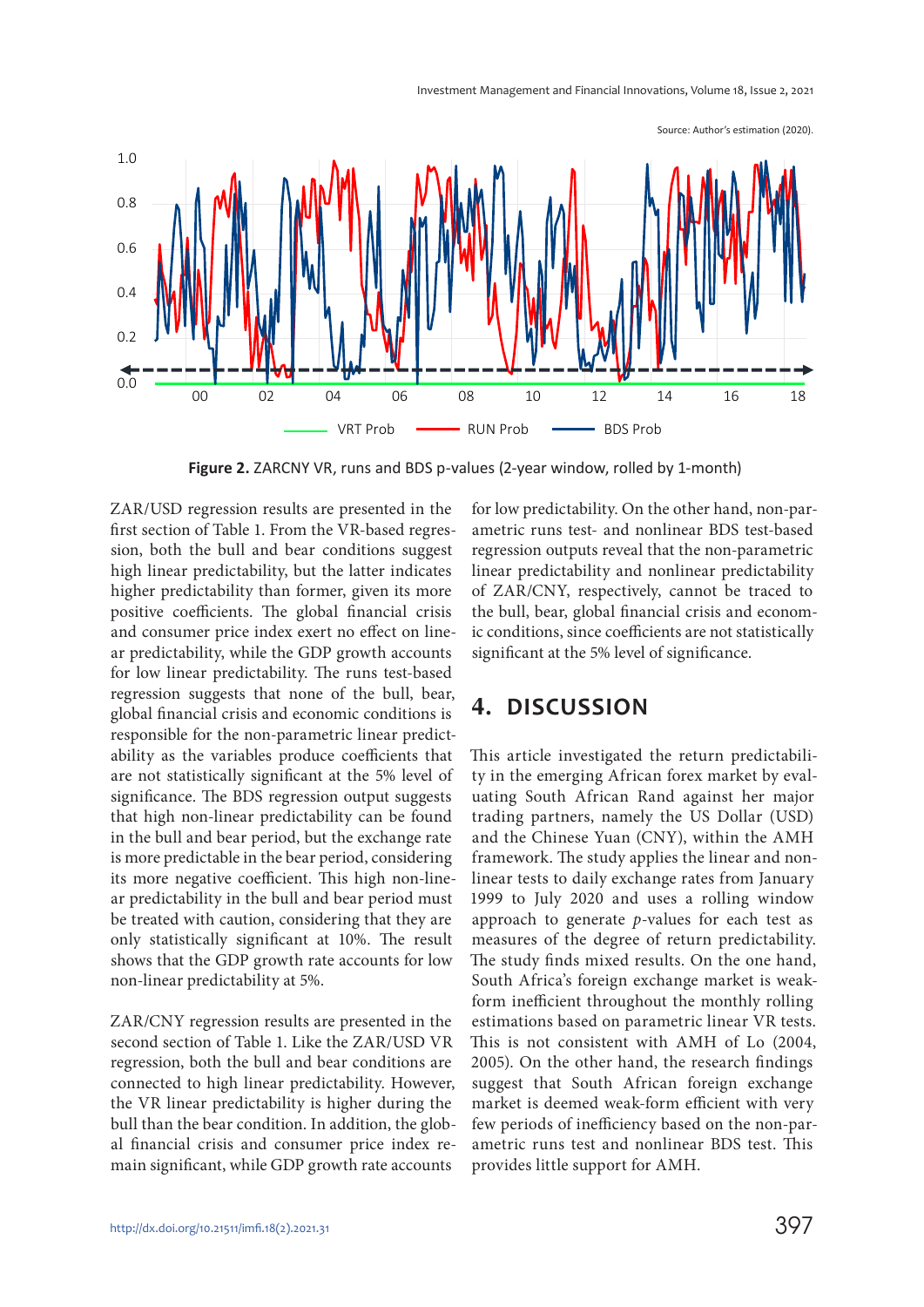Source: Author's estimation (2020).

1.0
0.8
0.6
0.4
0.2
0.0
00
02
04
06
08
10
12
14
16
18

VRT Prob
RUN Prob
BDS Prob

**Figure 2.** ZARCNY VR, runs and BDS p-values (2-year window, rolled by 1-month)

ZAR/USD regression results are presented in the first section of Table 1. From the VR-based regression, both the bull and bear conditions suggest high linear predictability, but the latter indicates higher predictability than former, given its more positive coefficients. The global financial crisis and consumer price index exert no effect on linear predictability, while the GDP growth accounts for low linear predictability. The runs test-based regression suggests that none of the bull, bear, global financial crisis and economic conditions is responsible for the non-parametric linear predictability as the variables produce coefficients that are not statistically significant at the 5% level of significance. The BDS regression output suggests that high non-linear predictability can be found in the bull and bear period, but the exchange rate is more predictable in the bear period, considering its more negative coefficient. This high non-linear predictability in the bull and bear period must be treated with caution, considering that they are only statistically significant at 10%. The result shows that the GDP growth rate accounts for low non-linear predictability at 5%.

ZAR/CNY regression results are presented in the second section of Table 1. Like the ZAR/USD VR regression, both the bull and bear conditions are connected to high linear predictability. However, the VR linear predictability is higher during the bull than the bear condition. In addition, the global financial crisis and consumer price index remain significant, while GDP growth rate accounts for low predictability. On the other hand, non-parametric runs test- and nonlinear BDS test-based regression outputs reveal that the non-parametric linear predictability and nonlinear predictability of ZAR/CNY, respectively, cannot be traced to the bull, bear, global financial crisis and economic conditions, since coefficients are not statistically significant at the 5% level of significance.

## 4. DISCUSSION

This article investigated the return predictability in the emerging African forex market by evaluating South African Rand against her major trading partners, namely the US Dollar (USD) and the Chinese Yuan (CNY), within the AMH framework. The study applies the linear and nonlinear tests to daily exchange rates from January 1999 to July 2020 and uses a rolling window approach to generate *p*-values for each test as measures of the degree of return predictability. The study finds mixed results. On the one hand, South Africa's foreign exchange market is weak-form inefficient throughout the monthly rolling estimations based on parametric linear VR tests. This is not consistent with AMH of Lo (2004, 2005). On the other hand, the research findings suggest that South African foreign exchange market is deemed weak-form efficient with very few periods of inefficiency based on the non-parametric runs test and nonlinear BDS test. This provides little support for AMH.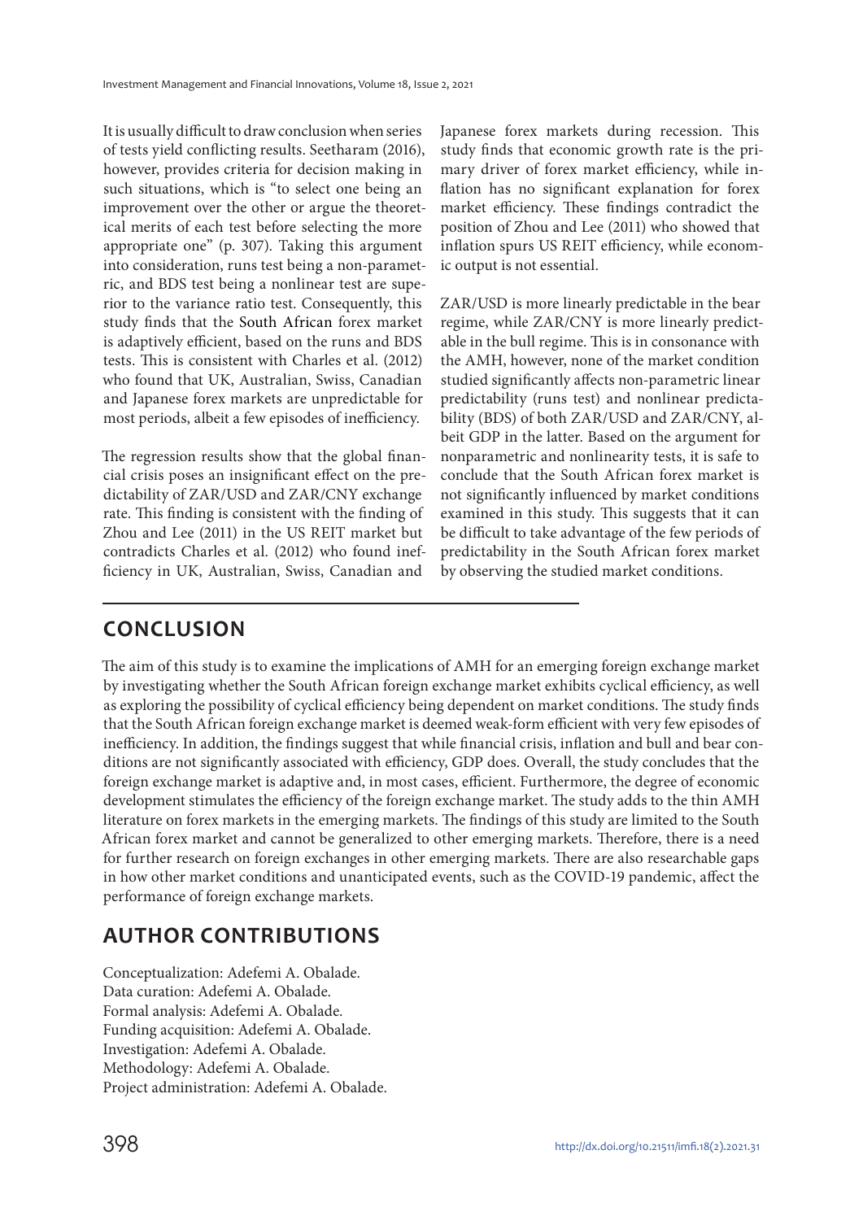It is usually difficult to draw conclusion when series of tests yield conflicting results. Seetharam (2016), however, provides criteria for decision making in such situations, which is "to select one being an improvement over the other or argue the theoretical merits of each test before selecting the more appropriate one" (p. 307). Taking this argument into consideration, runs test being a non-parametric, and BDS test being a nonlinear test are superior to the variance ratio test. Consequently, this study finds that the South African forex market is adaptively efficient, based on the runs and BDS tests. This is consistent with Charles et al. (2012) who found that UK, Australian, Swiss, Canadian and Japanese forex markets are unpredictable for most periods, albeit a few episodes of inefficiency.

The regression results show that the global financial crisis poses an insignificant effect on the predictability of ZAR/USD and ZAR/CNY exchange rate. This finding is consistent with the finding of Zhou and Lee (2011) in the US REIT market but contradicts Charles et al. (2012) who found inefficiency in UK, Australian, Swiss, Canadian and Japanese forex markets during recession. This study finds that economic growth rate is the primary driver of forex market efficiency, while inflation has no significant explanation for forex market efficiency. These findings contradict the position of Zhou and Lee (2011) who showed that inflation spurs US REIT efficiency, while economic output is not essential.

ZAR/USD is more linearly predictable in the bear regime, while ZAR/CNY is more linearly predictable in the bull regime. This is in consonance with the AMH, however, none of the market condition studied significantly affects non-parametric linear predictability (runs test) and nonlinear predictability (BDS) of both ZAR/USD and ZAR/CNY, albeit GDP in the latter. Based on the argument for nonparametric and nonlinearity tests, it is safe to conclude that the South African forex market is not significantly influenced by market conditions examined in this study. This suggests that it can be difficult to take advantage of the few periods of predictability in the South African forex market by observing the studied market conditions.

## CONCLUSION

The aim of this study is to examine the implications of AMH for an emerging foreign exchange market by investigating whether the South African foreign exchange market exhibits cyclical efficiency, as well as exploring the possibility of cyclical efficiency being dependent on market conditions. The study finds that the South African foreign exchange market is deemed weak-form efficient with very few episodes of inefficiency. In addition, the findings suggest that while financial crisis, inflation and bull and bear conditions are not significantly associated with efficiency, GDP does. Overall, the study concludes that the foreign exchange market is adaptive and, in most cases, efficient. Furthermore, the degree of economic development stimulates the efficiency of the foreign exchange market. The study adds to the thin AMH literature on forex markets in the emerging markets. The findings of this study are limited to the South African forex market and cannot be generalized to other emerging markets. Therefore, there is a need for further research on foreign exchanges in other emerging markets. There are also researchable gaps in how other market conditions and unanticipated events, such as the COVID-19 pandemic, affect the performance of foreign exchange markets.

## AUTHOR CONTRIBUTIONS

Conceptualization: Adefemi A. Obalade.
Data curation: Adefemi A. Obalade.
Formal analysis: Adefemi A. Obalade.
Funding acquisition: Adefemi A. Obalade.
Investigation: Adefemi A. Obalade.
Methodology: Adefemi A. Obalade.
Project administration: Adefemi A. Obalade.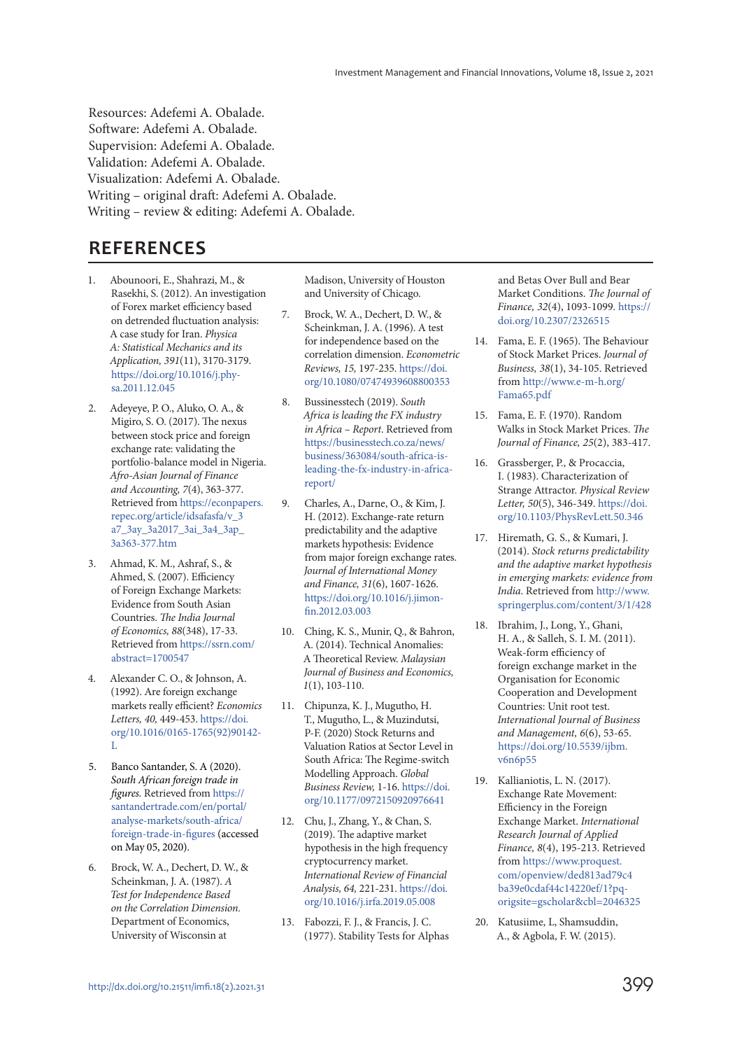Resources: Adefemi A. Obalade.
Software: Adefemi A. Obalade.
Supervision: Adefemi A. Obalade.
Validation: Adefemi A. Obalade.
Visualization: Adefemi A. Obalade.
Writing – original draft: Adefemi A. Obalade.
Writing – review & editing: Adefemi A. Obalade.

## REFERENCES

1. Abounoori, E., Shahrazi, M., & Rasekhi, S. (2012). An investigation of Forex market efficiency based on detrended fluctuation analysis: A case study for Iran. *Physica A: Statistical Mechanics and its Application, 391*(11), 3170-3179. https://doi.org/10.1016/j.physa.2011.12.045
2. Adeyeye, P. O., Aluko, O. A., & Migiro, S. O. (2017). The nexus between stock price and foreign exchange rate: validating the portfolio-balance model in Nigeria. *Afro-Asian Journal of Finance and Accounting, 7*(4), 363-377. Retrieved from https://econpapers.repec.org/article/idsafasfa/v_3a7_3ay_3a2017_3ai_3a4_3ap_3a363-377.htm
3. Ahmad, K. M., Ashraf, S., & Ahmed, S. (2007). Efficiency of Foreign Exchange Markets: Evidence from South Asian Countries. *The India Journal of Economics, 88*(348), 17-33. Retrieved from https://ssrn.com/abstract=1700547
4. Alexander C. O., & Johnson, A. (1992). Are foreign exchange markets really efficient? *Economics Letters, 40*, 449-453. https://doi.org/10.1016/0165-1765(92)90142-L
5. Banco Santander, S. A (2020). *South African foreign trade in figures.* Retrieved from https://santandertrade.com/en/portal/analyse-markets/south-africa/foreign-trade-in-figures (accessed on May 05, 2020).
6. Brock, W. A., Dechert, D. W., & Scheinkman, J. A. (1987). *A Test for Independence Based on the Correlation Dimension.* Department of Economics, University of Wisconsin at Madison, University of Houston and University of Chicago.
7. Brock, W. A., Dechert, D. W., & Scheinkman, J. A. (1996). A test for independence based on the correlation dimension. *Econometric Reviews, 15,* 197-235. https://doi.org/10.1080/07474939608800353
8. Bussinesstech (2019). *South Africa is leading the FX industry in Africa – Report*. Retrieved from https://businesstech.co.za/news/business/363084/south-africa-is-leading-the-fx-industry-in-africa-report/
9. Charles, A., Darne, O., & Kim, J. H. (2012). Exchange-rate return predictability and the adaptive markets hypothesis: Evidence from major foreign exchange rates. *Journal of International Money and Finance, 31*(6), 1607-1626. https://doi.org/10.1016/j.jimonfin.2012.03.003
10. Ching, K. S., Munir, Q., & Bahron, A. (2014). Technical Anomalies: A Theoretical Review. *Malaysian Journal of Business and Economics, 1*(1), 103-110.
11. Chipunza, K. J., Mugutho, H. T., Mugutho, L., & Muzindutsi, P-F. (2020) Stock Returns and Valuation Ratios at Sector Level in South Africa: The Regime-switch Modelling Approach. *Global Business Review,* 1-16. https://doi.org/10.1177/0972150920976641
12. Chu, J., Zhang, Y., & Chan, S. (2019). The adaptive market hypothesis in the high frequency cryptocurrency market. *International Review of Financial Analysis, 64,* 221-231. https://doi.org/10.1016/j.irfa.2019.05.008
13. Fabozzi, F. J., & Francis, J. C. (1977). Stability Tests for Alphas and Betas Over Bull and Bear Market Conditions. *The Journal of Finance, 32*(4), 1093-1099. https://doi.org/10.2307/2326515
14. Fama, E. F. (1965). The Behaviour of Stock Market Prices. *Journal of Business, 38*(1), 34-105. Retrieved from http://www.e-m-h.org/Fama65.pdf
15. Fama, E. F. (1970). Random Walks in Stock Market Prices. *The Journal of Finance, 25*(2), 383-417.
16. Grassberger, P., & Procaccia, I. (1983). Characterization of Strange Attractor. *Physical Review Letter, 50*(5), 346-349. https://doi.org/10.1103/PhysRevLett.50.346
17. Hiremath, G. S., & Kumari, J. (2014). *Stock returns predictability and the adaptive market hypothesis in emerging markets: evidence from India*. Retrieved from http://www.springerplus.com/content/3/1/428
18. Ibrahim, J., Long, Y., Ghani, H. A., & Salleh, S. I. M. (2011). Weak-form efficiency of foreign exchange market in the Organisation for Economic Cooperation and Development Countries: Unit root test. *International Journal of Business and Management, 6*(6), 53-65. https://doi.org/10.5539/ijbm.v6n6p55
19. Kallianiotis, L. N. (2017). Exchange Rate Movement: Efficiency in the Foreign Exchange Market. *International Research Journal of Applied Finance, 8*(4), 195-213. Retrieved from https://www.proquest.com/openview/ded813ad79c4ba39e0cdaf44c14220ef/1?pq-origsite=gscholar&cbl=2046325
20. Katusiime, L, Shamsuddin, A., & Agbola, F. W. (2015).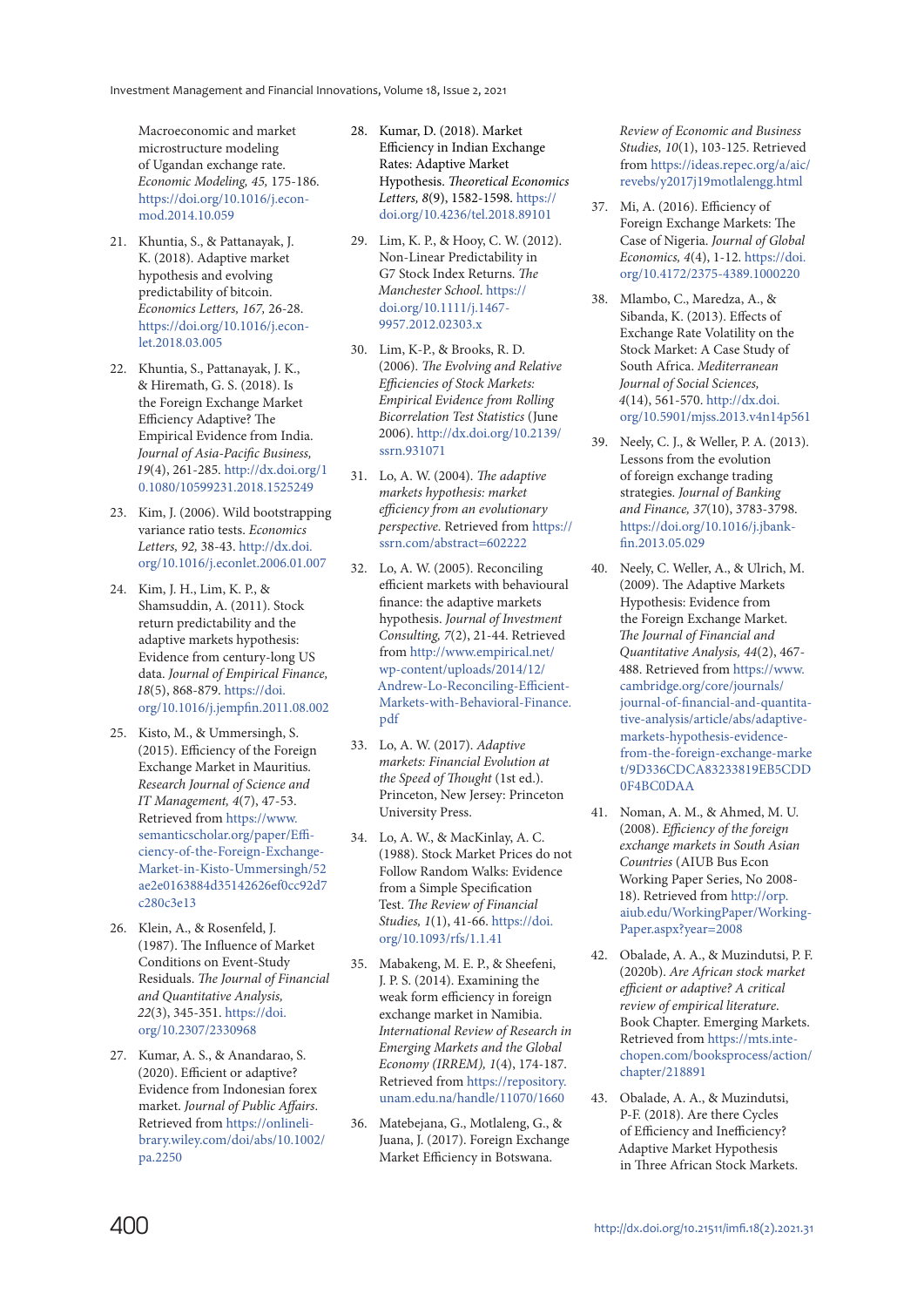Macroeconomic and market microstructure modeling of Ugandan exchange rate. *Economic Modeling, 45*, 175-186. https://doi.org/10.1016/j.econmod.2014.10.059

21. Khuntia, S., & Pattanayak, J. K. (2018). Adaptive market hypothesis and evolving predictability of bitcoin. *Economics Letters, 167*, 26-28. https://doi.org/10.1016/j.econlet.2018.03.005

22. Khuntia, S., Pattanayak, J. K., & Hiremath, G. S. (2018). Is the Foreign Exchange Market Efficiency Adaptive? The Empirical Evidence from India. *Journal of Asia-Pacific Business, 19*(4), 261-285. http://dx.doi.org/10.1080/10599231.2018.1525249

23. Kim, J. (2006). Wild bootstrapping variance ratio tests. *Economics Letters, 92*, 38-43. http://dx.doi.org/10.1016/j.econlet.2006.01.007

24. Kim, J. H., Lim, K. P., & Shamsuddin, A. (2011). Stock return predictability and the adaptive markets hypothesis: Evidence from century-long US data. *Journal of Empirical Finance, 18*(5), 868-879. https://doi.org/10.1016/j.jempfin.2011.08.002

25. Kisto, M., & Ummersingh, S. (2015). Efficiency of the Foreign Exchange Market in Mauritius. *Research Journal of Science and IT Management, 4*(7), 47-53. Retrieved from https://www.semanticscholar.org/paper/Efficiency-of-the-Foreign-Exchange-Market-in-Kisto-Ummersingh/52ae2e0163884d35142626ef0cc92d7c280c3e13

26. Klein, A., & Rosenfeld, J. (1987). The Influence of Market Conditions on Event-Study Residuals. *The Journal of Financial and Quantitative Analysis, 22*(3), 345-351. https://doi.org/10.2307/2330968

27. Kumar, A. S., & Anandarao, S. (2020). Efficient or adaptive? Evidence from Indonesian forex market. *Journal of Public Affairs.* Retrieved from https://onlinelibrary.wiley.com/doi/abs/10.1002/pa.2250

28. Kumar, D. (2018). Market Efficiency in Indian Exchange Rates: Adaptive Market Hypothesis. *Theoretical Economics Letters, 8*(9), 1582-1598. https://doi.org/10.4236/tel.2018.89101

29. Lim, K. P., & Hooy, C. W. (2012). Non-Linear Predictability in G7 Stock Index Returns. *The Manchester School.* https://doi.org/10.1111/j.1467-9957.2012.02303.x

30. Lim, K-P., & Brooks, R. D. (2006). *The Evolving and Relative Efficiencies of Stock Markets: Empirical Evidence from Rolling Bicorrelation Test Statistics* (June 2006). http://dx.doi.org/10.2139/ssrn.931071

31. Lo, A. W. (2004). *The adaptive markets hypothesis: market efficiency from an evolutionary perspective.* Retrieved from https://ssrn.com/abstract=602222

32. Lo, A. W. (2005). Reconciling efficient markets with behavioural finance: the adaptive markets hypothesis. *Journal of Investment Consulting, 7*(2), 21-44. Retrieved from http://www.empirical.net/wp-content/uploads/2014/12/Andrew-Lo-Reconciling-Efficient-Markets-with-Behavioral-Finance.pdf

33. Lo, A. W. (2017). *Adaptive markets: Financial Evolution at the Speed of Thought* (1st ed.). Princeton, New Jersey: Princeton University Press.

34. Lo, A. W., & MacKinlay, A. C. (1988). Stock Market Prices do not Follow Random Walks: Evidence from a Simple Specification Test. *The Review of Financial Studies, 1*(1), 41-66. https://doi.org/10.1093/rfs/1.1.41

35. Mabakeng, M. E. P., & Sheefeni, J. P. S. (2014). Examining the weak form efficiency in foreign exchange market in Namibia. *International Review of Research in Emerging Markets and the Global Economy (IRREM), 1*(2), 174-187. Retrieved from https://repository.unam.edu.na/handle/11070/1660

36. Matebejana, G., Motlaleng, G., & Juana, J. (2017). Foreign Exchange Market Efficiency in Botswana. *Review of Economic and Business Studies, 10*(1), 103-125. Retrieved from https://ideas.repec.org/a/aic/revebs/y2017j19motlalengg.html

37. Mi, A. (2016). Efficiency of Foreign Exchange Markets: The Case of Nigeria. *Journal of Global Economics, 4*(4), 1-12. https://doi.org/10.4172/2375-4389.1000220

38. Mlambo, C., Maredza, A., & Sibanda, K. (2013). Effects of Exchange Rate Volatility on the Stock Market: A Case Study of South Africa. *Mediterranean Journal of Social Sciences, 4*(14), 561-570. http://dx.doi.org/10.5901/mjss.2013.v4n14p561

39. Neely, C. J., & Weller, P. A. (2013). Lessons from the evolution of foreign exchange trading strategies. *Journal of Banking and Finance, 37*(10), 3783-3798. https://doi.org/10.1016/j.jbankfin.2013.05.029

40. Neely, C. Weller, A., & Ulrich, M. (2009). The Adaptive Markets Hypothesis: Evidence from the Foreign Exchange Market. *The Journal of Financial and Quantitative Analysis, 44*(2), 467-488. Retrieved from https://www.cambridge.org/core/journals/journal-of-financial-and-quantitative-analysis/article/abs/adaptive-markets-hypothesis-evidence-from-the-foreign-exchange-market/9D336CDCA83233819EB5CDD0F4BC0DAA

41. Noman, A. M., & Ahmed, M. U. (2008). *Efficiency of the foreign exchange markets in South Asian Countries* (AIUB Bus Econ Working Paper Series, No 2008-18). Retrieved from http://orp.aiub.edu/WorkingPaper/WorkingPaper.aspx?year=2008

42. Obalade, A. A., & Muzindutsi, P. F. (2020b). *Are African stock market efficient or adaptive? A critical review of empirical literature.* Book Chapter. Emerging Markets. Retrieved from https://mts.intechopen.com/booksprocess/action/chapter/218891

43. Obalade, A. A., & Muzindutsi, P-F. (2018). Are there Cycles of Efficiency and Inefficiency? Adaptive Market Hypothesis in Three African Stock Markets.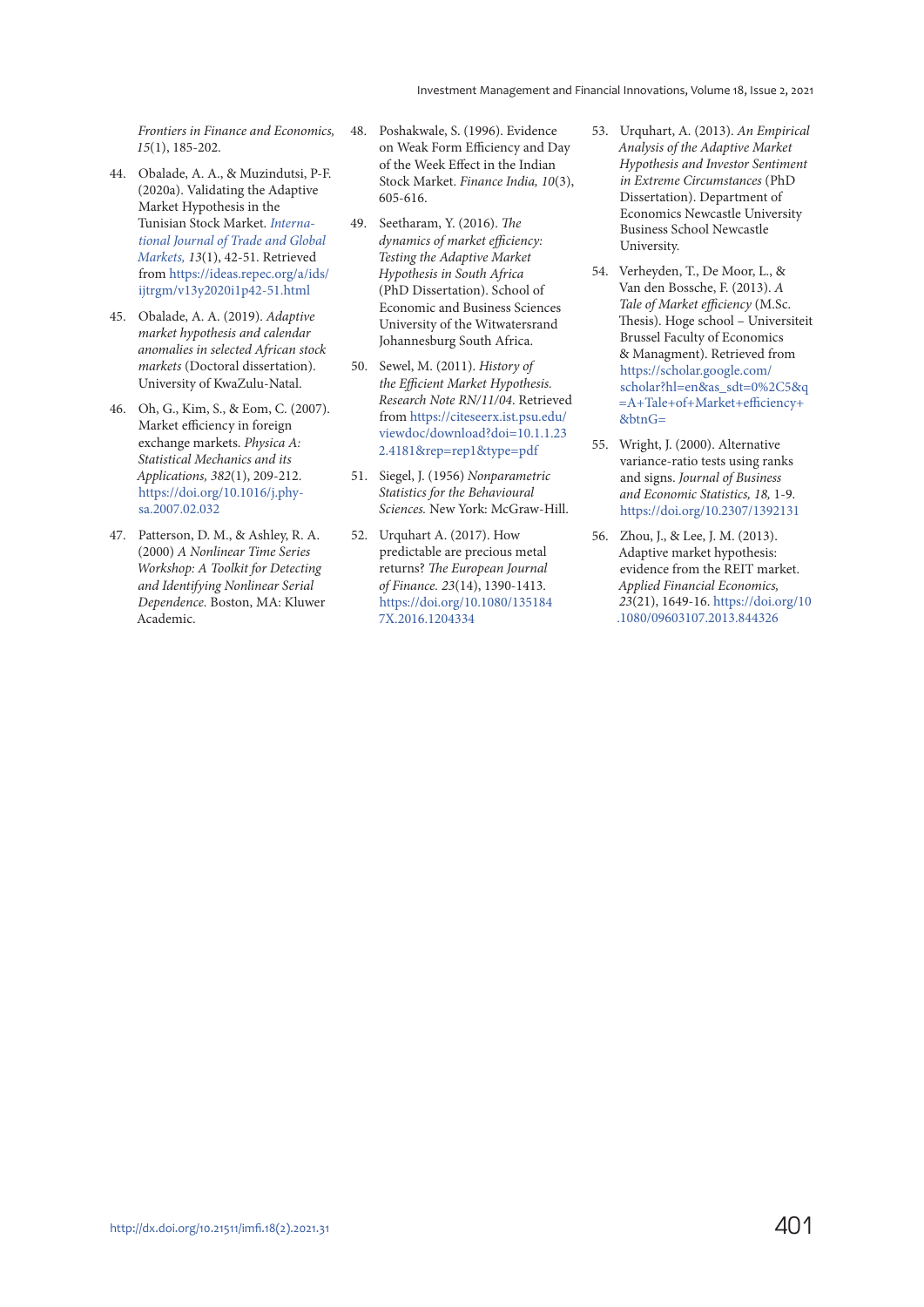*Frontiers in Finance and Economics, 15*(1), 185-202.

44. Obalade, A. A., & Muzindutsi, P-F. (2020a). Validating the Adaptive Market Hypothesis in the Tunisian Stock Market. *International Journal of Trade and Global Markets, 13*(1), 42-51. Retrieved from https://ideas.repec.org/a/ids/ijtrgm/v13y2020i1p42-51.html

45. Obalade, A. A. (2019). *Adaptive market hypothesis and calendar anomalies in selected African stock markets* (Doctoral dissertation). University of KwaZulu-Natal.

46. Oh, G., Kim, S., & Eom, C. (2007). Market efficiency in foreign exchange markets. *Physica A: Statistical Mechanics and its Applications, 382*(1), 209-212. https://doi.org/10.1016/j.physa.2007.02.032

47. Patterson, D. M., & Ashley, R. A. (2000) *A Nonlinear Time Series Workshop: A Toolkit for Detecting and Identifying Nonlinear Serial Dependence.* Boston, MA: Kluwer Academic.

48. Poshakwale, S. (1996). Evidence on Weak Form Efficiency and Day of the Week Effect in the Indian Stock Market. *Finance India, 10*(3), 605-616.

49. Seetharam, Y. (2016). *The dynamics of market efficiency: Testing the Adaptive Market Hypothesis in South Africa* (PhD Dissertation). School of Economic and Business Sciences University of the Witwatersrand Johannesburg South Africa.

50. Sewel, M. (2011). *History of the Efficient Market Hypothesis. Research Note RN/11/04.* Retrieved from https://citeseerx.ist.psu.edu/viewdoc/download?doi=10.1.1.232.4181&rep=rep1&type=pdf

51. Siegel, J. (1956) *Nonparametric Statistics for the Behavioural Sciences.* New York: McGraw-Hill.

52. Urquhart A. (2017). How predictable are precious metal returns? *The European Journal of Finance. 23*(14), 1390-1413. https://doi.org/10.1080/1351847X.2016.1204334

53. Urquhart, A. (2013). *An Empirical Analysis of the Adaptive Market Hypothesis and Investor Sentiment in Extreme Circumstances* (PhD Dissertation). Department of Economics Newcastle University Business School Newcastle University.

54. Verheyden, T., De Moor, L., & Van den Bossche, F. (2013). *A Tale of Market efficiency* (M.Sc. Thesis). Hoge school – Universiteit Brussel Faculty of Economics & Managment). Retrieved from https://scholar.google.com/scholar?hl=en&as_sdt=0%2C5&q=A+Tale+of+Market+efficiency+&btnG=

55. Wright, J. (2000). Alternative variance-ratio tests using ranks and signs. *Journal of Business and Economic Statistics, 18,* 1-9. https://doi.org/10.2307/1392131

56. Zhou, J., & Lee, J. M. (2013). Adaptive market hypothesis: evidence from the REIT market. *Applied Financial Economics, 23*(21), 1649-16. https://doi.org/10.1080/09603107.2013.844326